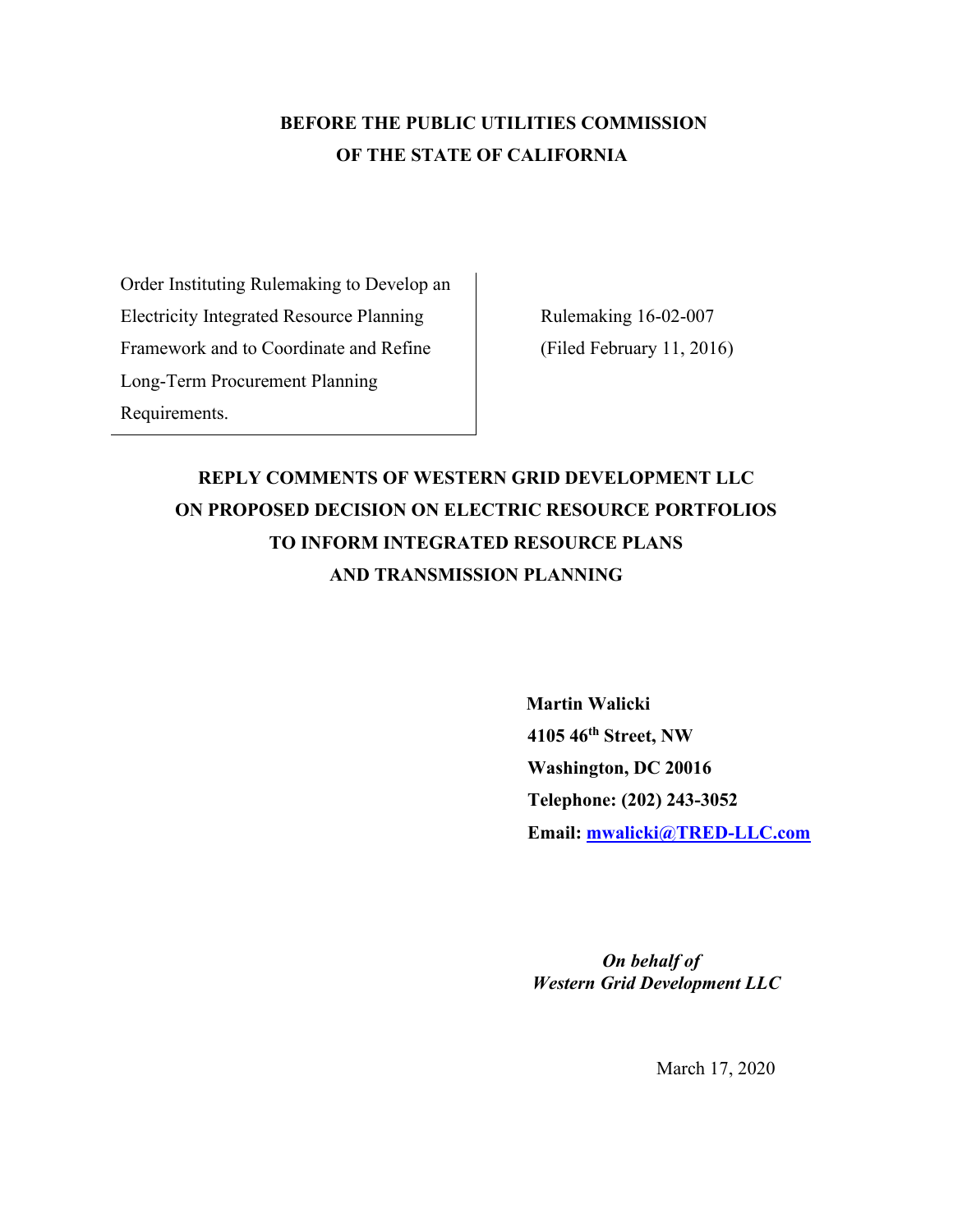**BEFORE THE PUBLIC UTILITIES COMMISSION**
**OF THE STATE OF CALIFORNIA**

| Order Instituting Rulemaking to Develop an Electricity Integrated Resource Planning Framework and to Coordinate and Refine Long-Term Procurement Planning Requirements. | Rulemaking 16-02-007 (Filed February 11, 2016) |
| --- | --- |

**REPLY COMMENTS OF WESTERN GRID DEVELOPMENT LLC ON PROPOSED DECISION ON ELECTRIC RESOURCE PORTFOLIOS TO INFORM INTEGRATED RESOURCE PLANS AND TRANSMISSION PLANNING**

**Martin Walicki**
**4105 46th Street, NW**
**Washington, DC 20016**
**Telephone: (202) 243-3052**
**Email: mwalicki@TRED-LLC.com**

***On behalf of***
***Western Grid Development LLC***

March 17, 2020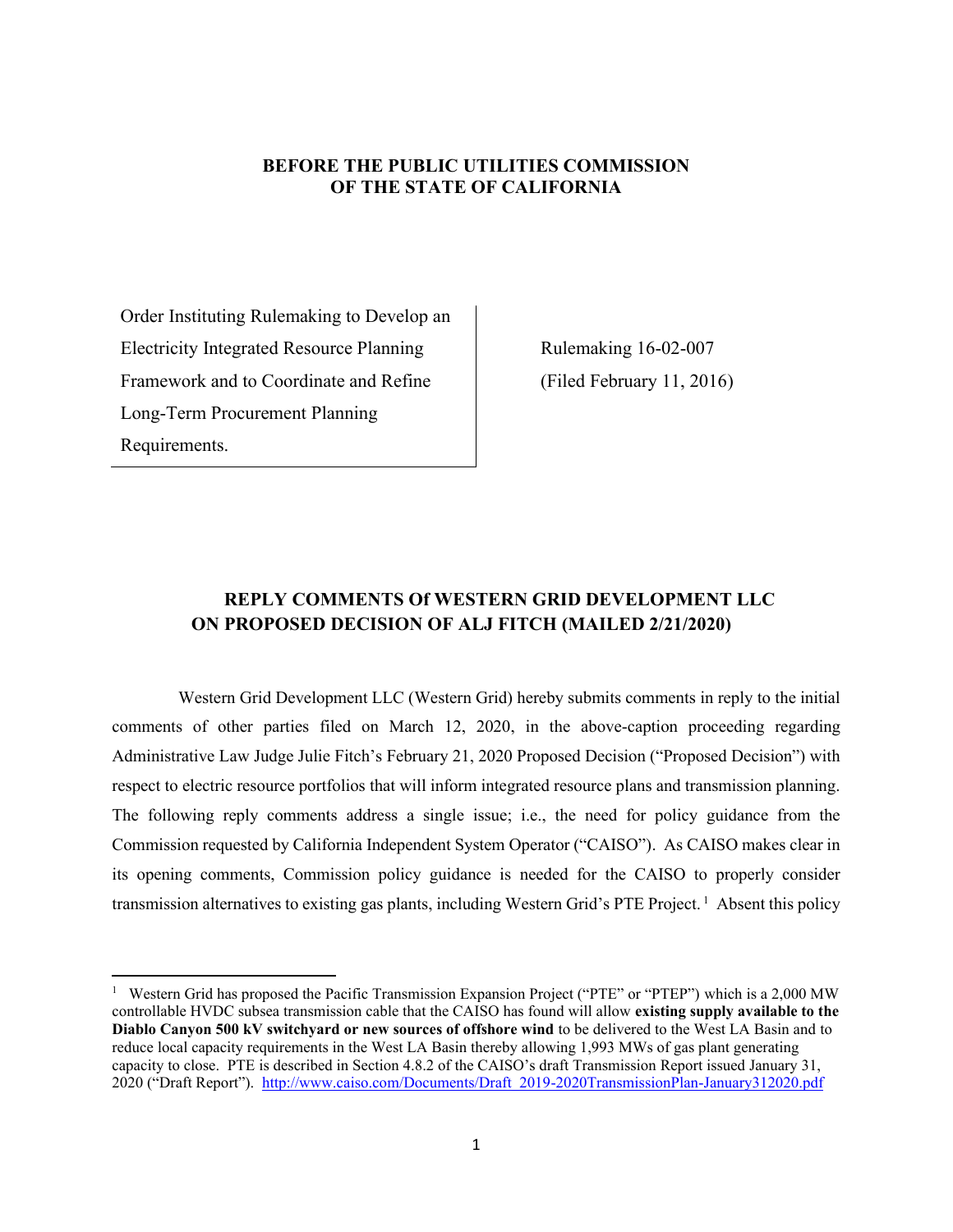**BEFORE THE PUBLIC UTILITIES COMMISSION**
**OF THE STATE OF CALIFORNIA**

| Order Instituting Rulemaking to Develop an Electricity Integrated Resource Planning Framework and to Coordinate and Refine Long-Term Procurement Planning Requirements. | Rulemaking 16-02-007 (Filed February 11, 2016) |
|---|---|

**REPLY COMMENTS Of WESTERN GRID DEVELOPMENT LLC ON PROPOSED DECISION OF ALJ FITCH (MAILED 2/21/2020)**

Western Grid Development LLC (Western Grid) hereby submits comments in reply to the initial comments of other parties filed on March 12, 2020, in the above-caption proceeding regarding Administrative Law Judge Julie Fitch's February 21, 2020 Proposed Decision ("Proposed Decision") with respect to electric resource portfolios that will inform integrated resource plans and transmission planning. The following reply comments address a single issue; i.e., the need for policy guidance from the Commission requested by California Independent System Operator ("CAISO"). As CAISO makes clear in its opening comments, Commission policy guidance is needed for the CAISO to properly consider transmission alternatives to existing gas plants, including Western Grid's PTE Project.[1] Absent this policy

[1] Western Grid has proposed the Pacific Transmission Expansion Project ("PTE" or "PTEP") which is a 2,000 MW controllable HVDC subsea transmission cable that the CAISO has found will allow **existing supply available to the Diablo Canyon 500 kV switchyard or new sources of offshore wind** to be delivered to the West LA Basin and to reduce local capacity requirements in the West LA Basin thereby allowing 1,993 MWs of gas plant generating capacity to close. PTE is described in Section 4.8.2 of the CAISO's draft Transmission Report issued January 31, 2020 ("Draft Report"). http://www.caiso.com/Documents/Draft_2019-2020TransmissionPlan-January312020.pdf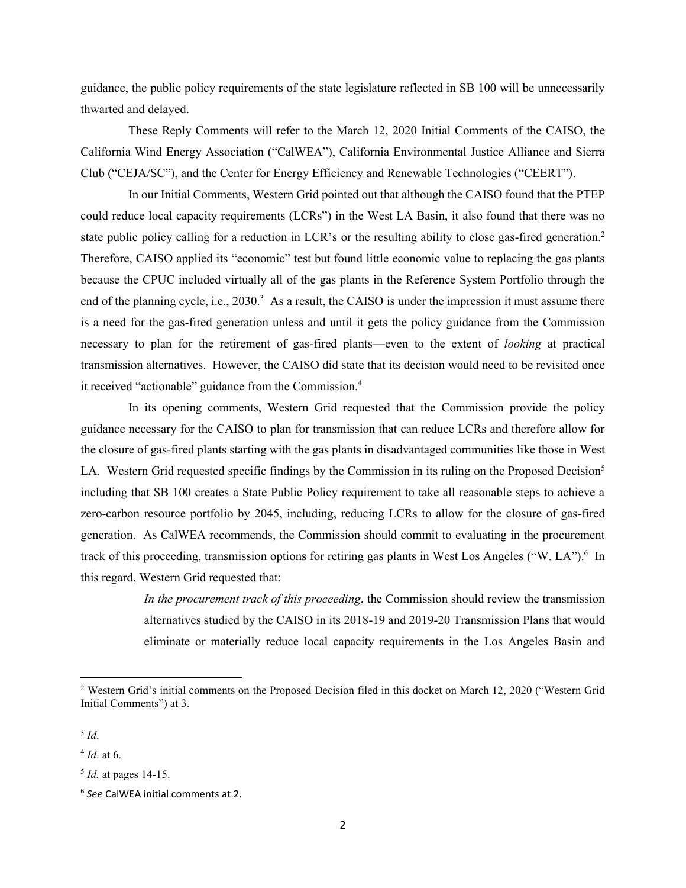guidance, the public policy requirements of the state legislature reflected in SB 100 will be unnecessarily thwarted and delayed.

These Reply Comments will refer to the March 12, 2020 Initial Comments of the CAISO, the California Wind Energy Association ("CalWEA"), California Environmental Justice Alliance and Sierra Club ("CEJA/SC"), and the Center for Energy Efficiency and Renewable Technologies ("CEERT").

In our Initial Comments, Western Grid pointed out that although the CAISO found that the PTEP could reduce local capacity requirements (LCRs") in the West LA Basin, it also found that there was no state public policy calling for a reduction in LCR's or the resulting ability to close gas-fired generation.[2] Therefore, CAISO applied its "economic" test but found little economic value to replacing the gas plants because the CPUC included virtually all of the gas plants in the Reference System Portfolio through the end of the planning cycle, i.e., 2030.[3] As a result, the CAISO is under the impression it must assume there is a need for the gas-fired generation unless and until it gets the policy guidance from the Commission necessary to plan for the retirement of gas-fired plants—even to the extent of *looking* at practical transmission alternatives. However, the CAISO did state that its decision would need to be revisited once it received "actionable" guidance from the Commission.[4]

In its opening comments, Western Grid requested that the Commission provide the policy guidance necessary for the CAISO to plan for transmission that can reduce LCRs and therefore allow for the closure of gas-fired plants starting with the gas plants in disadvantaged communities like those in West LA. Western Grid requested specific findings by the Commission in its ruling on the Proposed Decision[5] including that SB 100 creates a State Public Policy requirement to take all reasonable steps to achieve a zero-carbon resource portfolio by 2045, including, reducing LCRs to allow for the closure of gas-fired generation. As CalWEA recommends, the Commission should commit to evaluating in the procurement track of this proceeding, transmission options for retiring gas plants in West Los Angeles ("W. LA").[6] In this regard, Western Grid requested that:

> *In the procurement track of this proceeding*, the Commission should review the transmission alternatives studied by the CAISO in its 2018-19 and 2019-20 Transmission Plans that would eliminate or materially reduce local capacity requirements in the Los Angeles Basin and

---

[2] Western Grid's initial comments on the Proposed Decision filed in this docket on March 12, 2020 ("Western Grid Initial Comments") at 3.

[3] *Id*.

[4] *Id*. at 6.

[5] *Id.* at pages 14-15.

[6] *See* CalWEA initial comments at 2.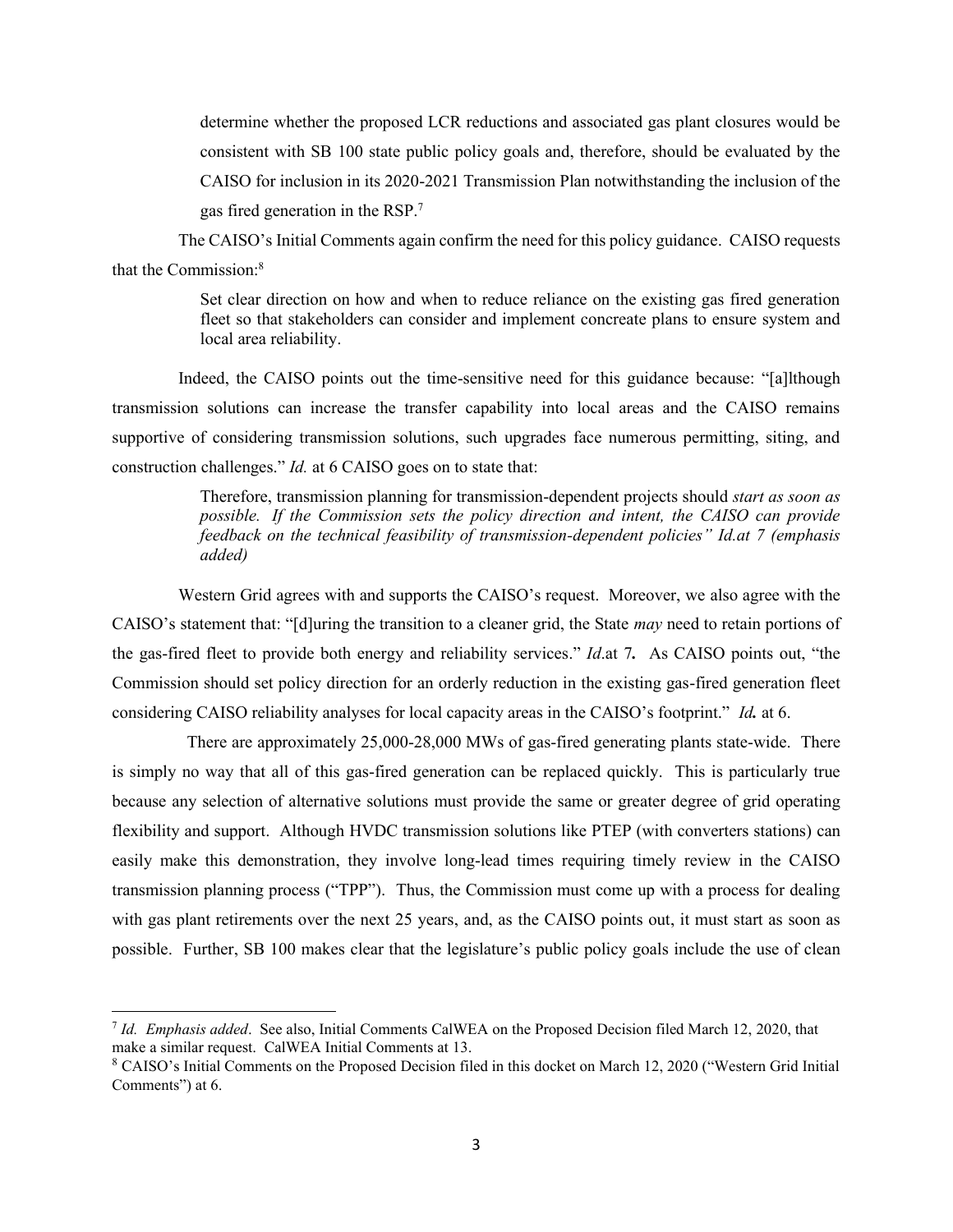determine whether the proposed LCR reductions and associated gas plant closures would be consistent with SB 100 state public policy goals and, therefore, should be evaluated by the CAISO for inclusion in its 2020-2021 Transmission Plan notwithstanding the inclusion of the gas fired generation in the RSP.[7]

The CAISO's Initial Comments again confirm the need for this policy guidance. CAISO requests that the Commission:[8]

> Set clear direction on how and when to reduce reliance on the existing gas fired generation fleet so that stakeholders can consider and implement concreate plans to ensure system and local area reliability.

Indeed, the CAISO points out the time-sensitive need for this guidance because: "[a]lthough transmission solutions can increase the transfer capability into local areas and the CAISO remains supportive of considering transmission solutions, such upgrades face numerous permitting, siting, and construction challenges." *Id.* at 6 CAISO goes on to state that:

> Therefore, transmission planning for transmission-dependent projects should *start as soon as possible. If the Commission sets the policy direction and intent, the CAISO can provide feedback on the technical feasibility of transmission-dependent policies" Id.at 7 (emphasis added)*

Western Grid agrees with and supports the CAISO's request. Moreover, we also agree with the CAISO's statement that: "[d]uring the transition to a cleaner grid, the State *may* need to retain portions of the gas-fired fleet to provide both energy and reliability services." *Id*.at 7**.** As CAISO points out, "the Commission should set policy direction for an orderly reduction in the existing gas-fired generation fleet considering CAISO reliability analyses for local capacity areas in the CAISO's footprint." *Id***.** at 6.

There are approximately 25,000-28,000 MWs of gas-fired generating plants state-wide. There is simply no way that all of this gas-fired generation can be replaced quickly. This is particularly true because any selection of alternative solutions must provide the same or greater degree of grid operating flexibility and support. Although HVDC transmission solutions like PTEP (with converters stations) can easily make this demonstration, they involve long-lead times requiring timely review in the CAISO transmission planning process ("TPP"). Thus, the Commission must come up with a process for dealing with gas plant retirements over the next 25 years, and, as the CAISO points out, it must start as soon as possible. Further, SB 100 makes clear that the legislature's public policy goals include the use of clean

---

[7] *Id. Emphasis added*. See also, Initial Comments CalWEA on the Proposed Decision filed March 12, 2020, that make a similar request. CalWEA Initial Comments at 13.

[8] CAISO's Initial Comments on the Proposed Decision filed in this docket on March 12, 2020 ("Western Grid Initial Comments") at 6.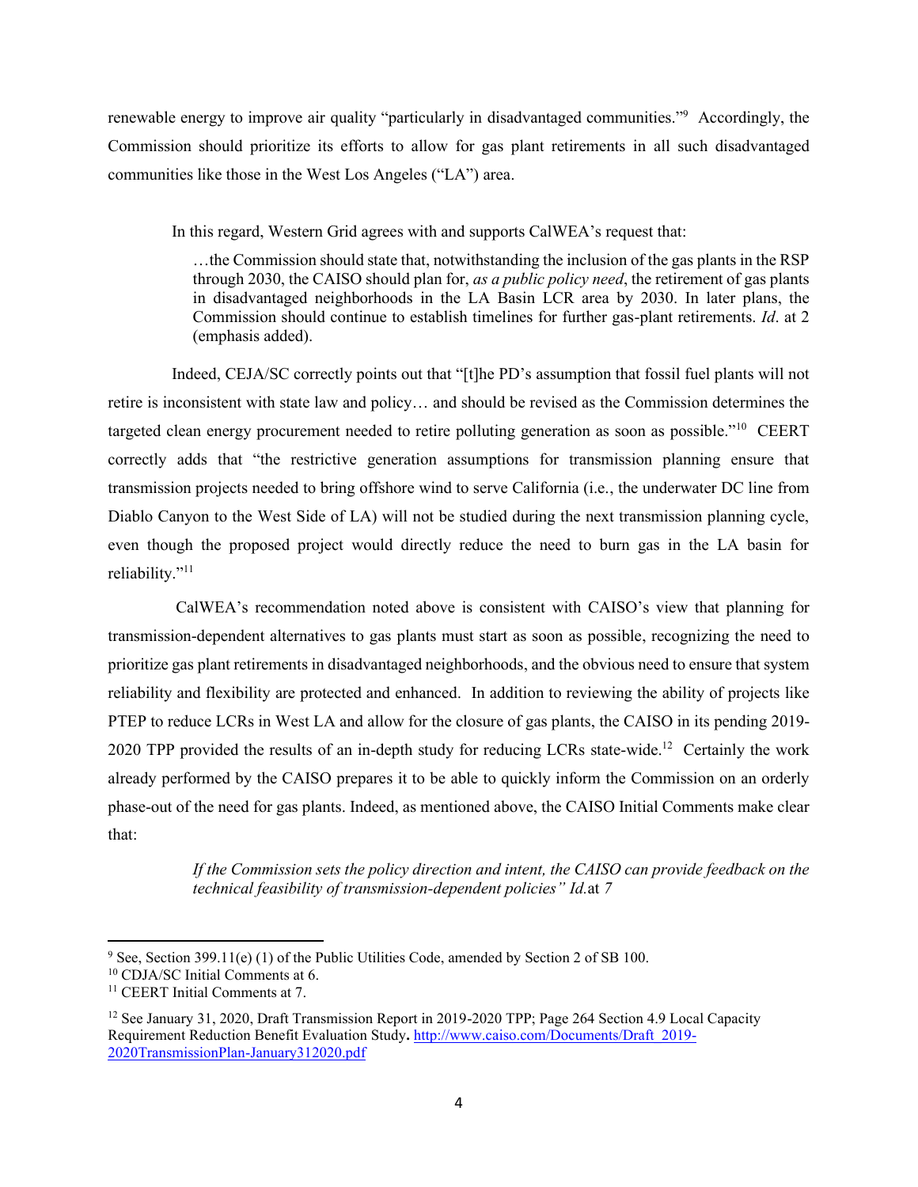renewable energy to improve air quality "particularly in disadvantaged communities."[9] Accordingly, the Commission should prioritize its efforts to allow for gas plant retirements in all such disadvantaged communities like those in the West Los Angeles ("LA") area.

In this regard, Western Grid agrees with and supports CalWEA's request that:

> …the Commission should state that, notwithstanding the inclusion of the gas plants in the RSP through 2030, the CAISO should plan for, *as a public policy need*, the retirement of gas plants in disadvantaged neighborhoods in the LA Basin LCR area by 2030. In later plans, the Commission should continue to establish timelines for further gas-plant retirements. *Id*. at 2 (emphasis added).

Indeed, CEJA/SC correctly points out that "[t]he PD's assumption that fossil fuel plants will not retire is inconsistent with state law and policy… and should be revised as the Commission determines the targeted clean energy procurement needed to retire polluting generation as soon as possible."[10] CEERT correctly adds that "the restrictive generation assumptions for transmission planning ensure that transmission projects needed to bring offshore wind to serve California (i.e., the underwater DC line from Diablo Canyon to the West Side of LA) will not be studied during the next transmission planning cycle, even though the proposed project would directly reduce the need to burn gas in the LA basin for reliability."[11]

CalWEA's recommendation noted above is consistent with CAISO's view that planning for transmission-dependent alternatives to gas plants must start as soon as possible, recognizing the need to prioritize gas plant retirements in disadvantaged neighborhoods, and the obvious need to ensure that system reliability and flexibility are protected and enhanced. In addition to reviewing the ability of projects like PTEP to reduce LCRs in West LA and allow for the closure of gas plants, the CAISO in its pending 2019-2020 TPP provided the results of an in-depth study for reducing LCRs state-wide.[12] Certainly the work already performed by the CAISO prepares it to be able to quickly inform the Commission on an orderly phase-out of the need for gas plants. Indeed, as mentioned above, the CAISO Initial Comments make clear that:

> *If the Commission sets the policy direction and intent, the CAISO can provide feedback on the technical feasibility of transmission-dependent policies" Id.*at *7*

---

[9] See, Section 399.11(e) (1) of the Public Utilities Code, amended by Section 2 of SB 100.

[10] CDJA/SC Initial Comments at 6.

[11] CEERT Initial Comments at 7.

[12] See January 31, 2020, Draft Transmission Report in 2019-2020 TPP; Page 264 Section 4.9 Local Capacity Requirement Reduction Benefit Evaluation Study**.** http://www.caiso.com/Documents/Draft_2019-2020TransmissionPlan-January312020.pdf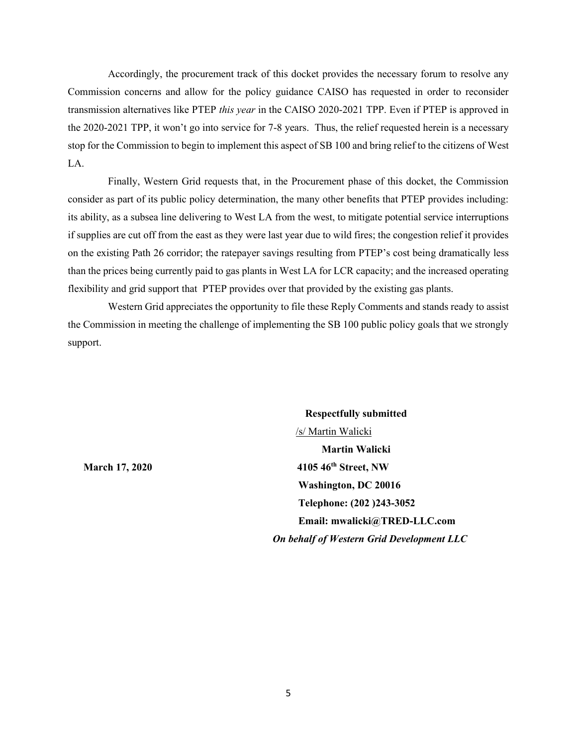Accordingly, the procurement track of this docket provides the necessary forum to resolve any Commission concerns and allow for the policy guidance CAISO has requested in order to reconsider transmission alternatives like PTEP *this year* in the CAISO 2020-2021 TPP. Even if PTEP is approved in the 2020-2021 TPP, it won't go into service for 7-8 years. Thus, the relief requested herein is a necessary stop for the Commission to begin to implement this aspect of SB 100 and bring relief to the citizens of West LA.

Finally, Western Grid requests that, in the Procurement phase of this docket, the Commission consider as part of its public policy determination, the many other benefits that PTEP provides including: its ability, as a subsea line delivering to West LA from the west, to mitigate potential service interruptions if supplies are cut off from the east as they were last year due to wild fires; the congestion relief it provides on the existing Path 26 corridor; the ratepayer savings resulting from PTEP's cost being dramatically less than the prices being currently paid to gas plants in West LA for LCR capacity; and the increased operating flexibility and grid support that PTEP provides over that provided by the existing gas plants.

Western Grid appreciates the opportunity to file these Reply Comments and stands ready to assist the Commission in meeting the challenge of implementing the SB 100 public policy goals that we strongly support.

**Respectfully submitted**

/s/ Martin Walicki

**Martin Walicki**

**March 17, 2020**

**4105 46th Street, NW**

**Washington, DC 20016**

**Telephone: (202 )243-3052**

**Email: mwalicki@TRED-LLC.com**

***On behalf of Western Grid Development LLC***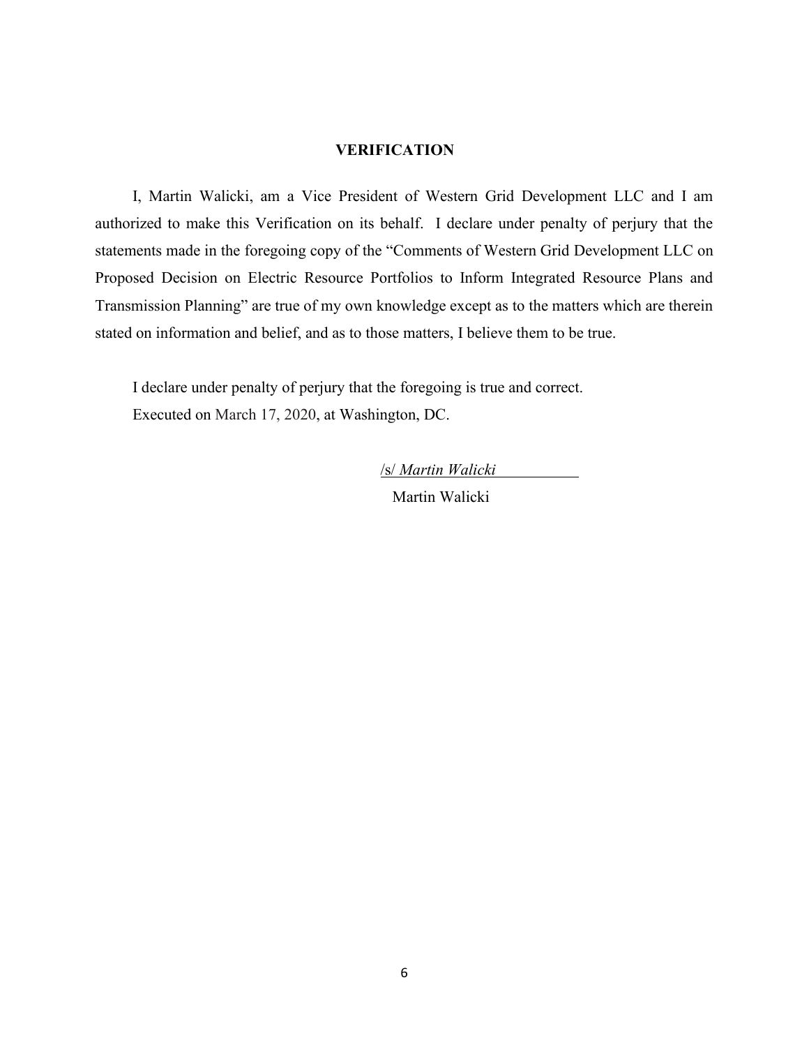**VERIFICATION**

I, Martin Walicki, am a Vice President of Western Grid Development LLC and I am authorized to make this Verification on its behalf. I declare under penalty of perjury that the statements made in the foregoing copy of the "Comments of Western Grid Development LLC on Proposed Decision on Electric Resource Portfolios to Inform Integrated Resource Plans and Transmission Planning" are true of my own knowledge except as to the matters which are therein stated on information and belief, and as to those matters, I believe them to be true.

I declare under penalty of perjury that the foregoing is true and correct.

Executed on March 17, 2020, at Washington, DC.

/s/ *Martin Walicki*

Martin Walicki